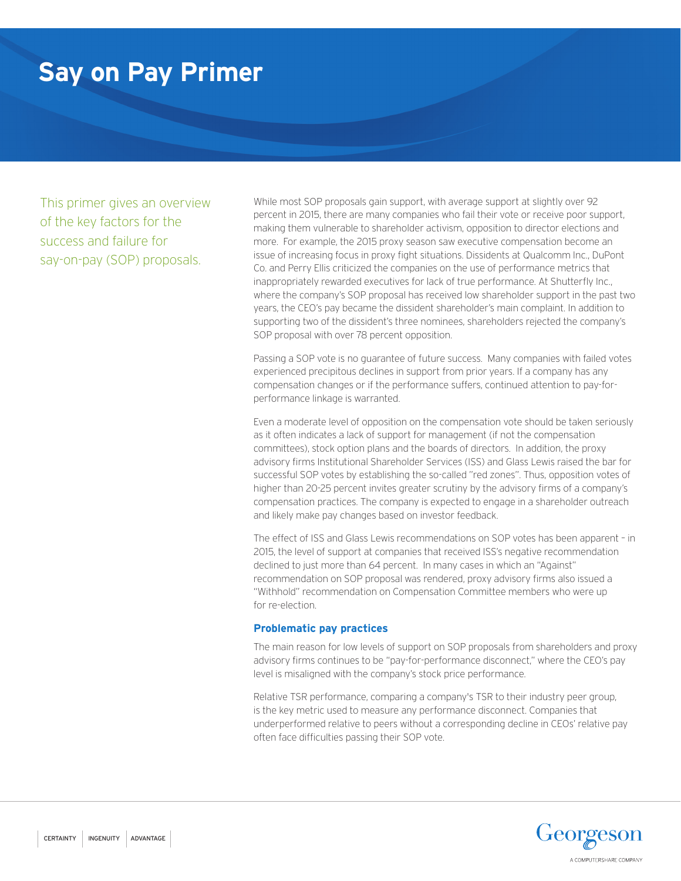# Say on Pay Primer

This primer gives an overview of the key factors for the success and failure for say-on-pay (SOP) proposals.

While most SOP proposals gain support, with average support at slightly over 92 percent in 2015, there are many companies who fail their vote or receive poor support, making them vulnerable to shareholder activism, opposition to director elections and more. For example, the 2015 proxy season saw executive compensation become an issue of increasing focus in proxy fight situations. Dissidents at Qualcomm Inc., DuPont Co. and Perry Ellis criticized the companies on the use of performance metrics that inappropriately rewarded executives for lack of true performance. At Shutterfly Inc., where the company's SOP proposal has received low shareholder support in the past two years, the CEO's pay became the dissident shareholder's main complaint. In addition to supporting two of the dissident's three nominees, shareholders rejected the company's SOP proposal with over 78 percent opposition.

Passing a SOP vote is no guarantee of future success. Many companies with failed votes experienced precipitous declines in support from prior years. If a company has any compensation changes or if the performance suffers, continued attention to pay-for-performance linkage is warranted.

Even a moderate level of opposition on the compensation vote should be taken seriously as it often indicates a lack of support for management (if not the compensation committees), stock option plans and the boards of directors. In addition, the proxy advisory firms Institutional Shareholder Services (ISS) and Glass Lewis raised the bar for successful SOP votes by establishing the so-called "red zones". Thus, opposition votes of higher than 20-25 percent invites greater scrutiny by the advisory firms of a company's compensation practices. The company is expected to engage in a shareholder outreach and likely make pay changes based on investor feedback.

The effect of ISS and Glass Lewis recommendations on SOP votes has been apparent – in 2015, the level of support at companies that received ISS's negative recommendation declined to just more than 64 percent. In many cases in which an "Against" recommendation on SOP proposal was rendered, proxy advisory firms also issued a "Withhold" recommendation on Compensation Committee members who were up for re-election.

### Problematic pay practices

The main reason for low levels of support on SOP proposals from shareholders and proxy advisory firms continues to be "pay-for-performance disconnect," where the CEO's pay level is misaligned with the company's stock price performance.

Relative TSR performance, comparing a company's TSR to their industry peer group, is the key metric used to measure any performance disconnect. Companies that underperformed relative to peers without a corresponding decline in CEOs' relative pay often face difficulties passing their SOP vote.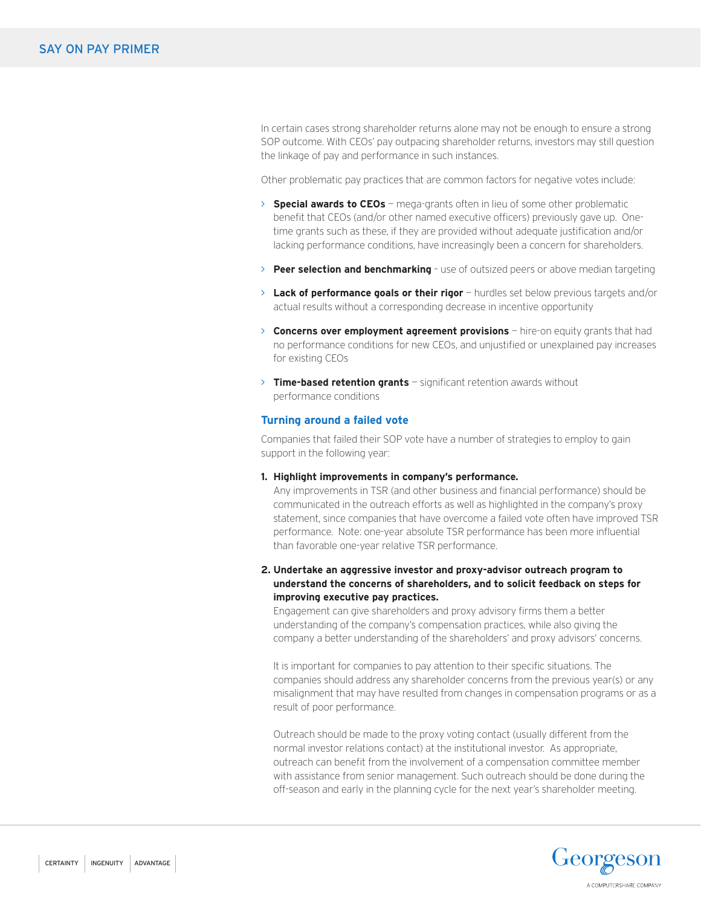In certain cases strong shareholder returns alone may not be enough to ensure a strong SOP outcome. With CEOs' pay outpacing shareholder returns, investors may still question the linkage of pay and performance in such instances.

Other problematic pay practices that are common factors for negative votes include:

- **Special awards to CEOs** – mega-grants often in lieu of some other problematic benefit that CEOs (and/or other named executive officers) previously gave up. One-time grants such as these, if they are provided without adequate justification and/or lacking performance conditions, have increasingly been a concern for shareholders.
- **Peer selection and benchmarking** - use of outsized peers or above median targeting
- **Lack of performance goals or their rigor** – hurdles set below previous targets and/or actual results without a corresponding decrease in incentive opportunity
- **Concerns over employment agreement provisions** – hire-on equity grants that had no performance conditions for new CEOs, and unjustified or unexplained pay increases for existing CEOs
- **Time-based retention grants** – significant retention awards without performance conditions

### Turning around a failed vote

Companies that failed their SOP vote have a number of strategies to employ to gain support in the following year:

1. **Highlight improvements in company's performance.**
   Any improvements in TSR (and other business and financial performance) should be communicated in the outreach efforts as well as highlighted in the company's proxy statement, since companies that have overcome a failed vote often have improved TSR performance. Note: one-year absolute TSR performance has been more influential than favorable one-year relative TSR performance.

2. **Undertake an aggressive investor and proxy-advisor outreach program to understand the concerns of shareholders, and to solicit feedback on steps for improving executive pay practices.**
   Engagement can give shareholders and proxy advisory firms them a better understanding of the company's compensation practices, while also giving the company a better understanding of the shareholders' and proxy advisors' concerns.

   It is important for companies to pay attention to their specific situations. The companies should address any shareholder concerns from the previous year(s) or any misalignment that may have resulted from changes in compensation programs or as a result of poor performance.

   Outreach should be made to the proxy voting contact (usually different from the normal investor relations contact) at the institutional investor. As appropriate, outreach can benefit from the involvement of a compensation committee member with assistance from senior management. Such outreach should be done during the off-season and early in the planning cycle for the next year's shareholder meeting.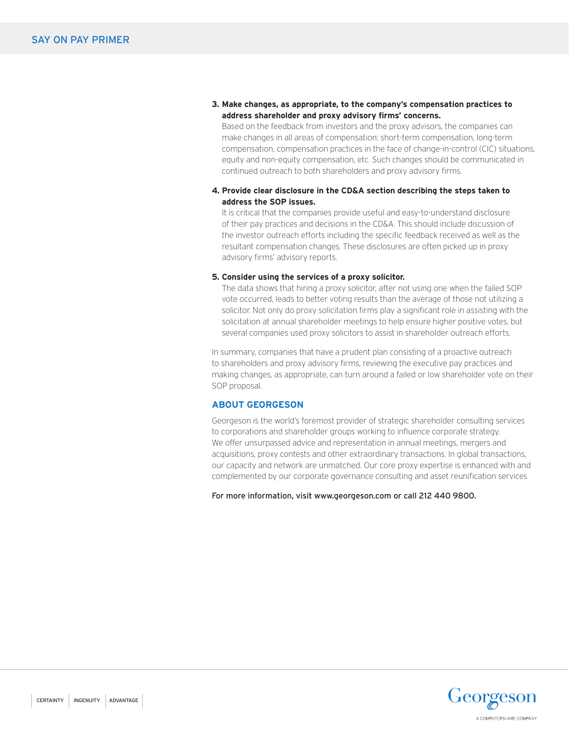3. **Make changes, as appropriate, to the company's compensation practices to address shareholder and proxy advisory firms' concerns.**
   Based on the feedback from investors and the proxy advisors, the companies can make changes in all areas of compensation: short-term compensation, long-term compensation, compensation practices in the face of change-in-control (CIC) situations, equity and non-equity compensation, etc. Such changes should be communicated in continued outreach to both shareholders and proxy advisory firms.

4. **Provide clear disclosure in the CD&A section describing the steps taken to address the SOP issues.**
   It is critical that the companies provide useful and easy-to-understand disclosure of their pay practices and decisions in the CD&A. This should include discussion of the investor outreach efforts including the specific feedback received as well as the resultant compensation changes. These disclosures are often picked up in proxy advisory firms' advisory reports.

5. **Consider using the services of a proxy solicitor.**
   The data shows that hiring a proxy solicitor, after not using one when the failed SOP vote occurred, leads to better voting results than the average of those not utilizing a solicitor. Not only do proxy solicitation firms play a significant role in assisting with the solicitation at annual shareholder meetings to help ensure higher positive votes, but several companies used proxy solicitors to assist in shareholder outreach efforts.

In summary, companies that have a prudent plan consisting of a proactive outreach to shareholders and proxy advisory firms, reviewing the executive pay practices and making changes, as appropriate, can turn around a failed or low shareholder vote on their SOP proposal.

## ABOUT GEORGESON

Georgeson is the world's foremost provider of strategic shareholder consulting services to corporations and shareholder groups working to influence corporate strategy. We offer unsurpassed advice and representation in annual meetings, mergers and acquisitions, proxy contests and other extraordinary transactions. In global transactions, our capacity and network are unmatched. Our core proxy expertise is enhanced with and complemented by our corporate governance consulting and asset reunification services

For more information, visit www.georgeson.com or call 212 440 9800.